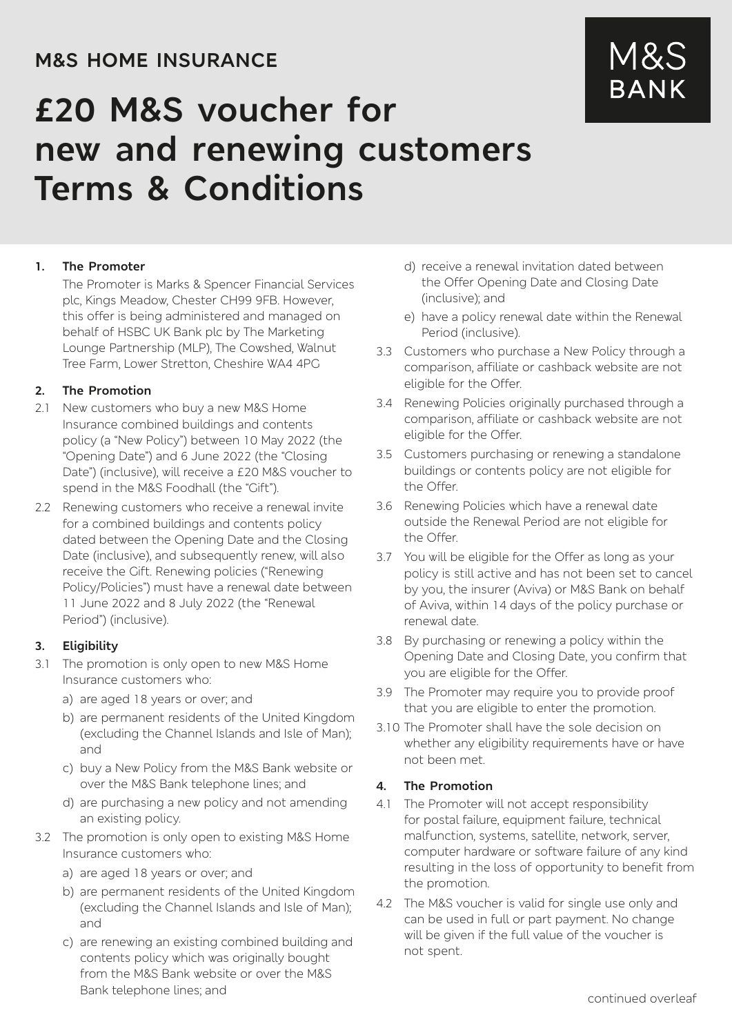M&S HOME INSURANCE

# £20 M&S voucher for new and renewing customers Terms & Conditions

M&S BANK

**1. The Promoter**

The Promoter is Marks & Spencer Financial Services plc, Kings Meadow, Chester CH99 9FB. However, this offer is being administered and managed on behalf of HSBC UK Bank plc by The Marketing Lounge Partnership (MLP), The Cowshed, Walnut Tree Farm, Lower Stretton, Cheshire WA4 4PG

**2. The Promotion**

2.1 New customers who buy a new M&S Home Insurance combined buildings and contents policy (a "New Policy") between 10 May 2022 (the "Opening Date") and 6 June 2022 (the "Closing Date") (inclusive), will receive a £20 M&S voucher to spend in the M&S Foodhall (the "Gift").

2.2 Renewing customers who receive a renewal invite for a combined buildings and contents policy dated between the Opening Date and the Closing Date (inclusive), and subsequently renew, will also receive the Gift. Renewing policies ("Renewing Policy/Policies") must have a renewal date between 11 June 2022 and 8 July 2022 (the "Renewal Period") (inclusive).

**3. Eligibility**

3.1 The promotion is only open to new M&S Home Insurance customers who:

a) are aged 18 years or over; and
b) are permanent residents of the United Kingdom (excluding the Channel Islands and Isle of Man); and
c) buy a New Policy from the M&S Bank website or over the M&S Bank telephone lines; and
d) are purchasing a new policy and not amending an existing policy.

3.2 The promotion is only open to existing M&S Home Insurance customers who:

a) are aged 18 years or over; and
b) are permanent residents of the United Kingdom (excluding the Channel Islands and Isle of Man); and
c) are renewing an existing combined building and contents policy which was originally bought from the M&S Bank website or over the M&S Bank telephone lines; and
d) receive a renewal invitation dated between the Offer Opening Date and Closing Date (inclusive); and
e) have a policy renewal date within the Renewal Period (inclusive).

3.3 Customers who purchase a New Policy through a comparison, affiliate or cashback website are not eligible for the Offer.

3.4 Renewing Policies originally purchased through a comparison, affiliate or cashback website are not eligible for the Offer.

3.5 Customers purchasing or renewing a standalone buildings or contents policy are not eligible for the Offer.

3.6 Renewing Policies which have a renewal date outside the Renewal Period are not eligible for the Offer.

3.7 You will be eligible for the Offer as long as your policy is still active and has not been set to cancel by you, the insurer (Aviva) or M&S Bank on behalf of Aviva, within 14 days of the policy purchase or renewal date.

3.8 By purchasing or renewing a policy within the Opening Date and Closing Date, you confirm that you are eligible for the Offer.

3.9 The Promoter may require you to provide proof that you are eligible to enter the promotion.

3.10 The Promoter shall have the sole decision on whether any eligibility requirements have or have not been met.

**4. The Promotion**

4.1 The Promoter will not accept responsibility for postal failure, equipment failure, technical malfunction, systems, satellite, network, server, computer hardware or software failure of any kind resulting in the loss of opportunity to benefit from the promotion.

4.2 The M&S voucher is valid for single use only and can be used in full or part payment. No change will be given if the full value of the voucher is not spent.

continued overleaf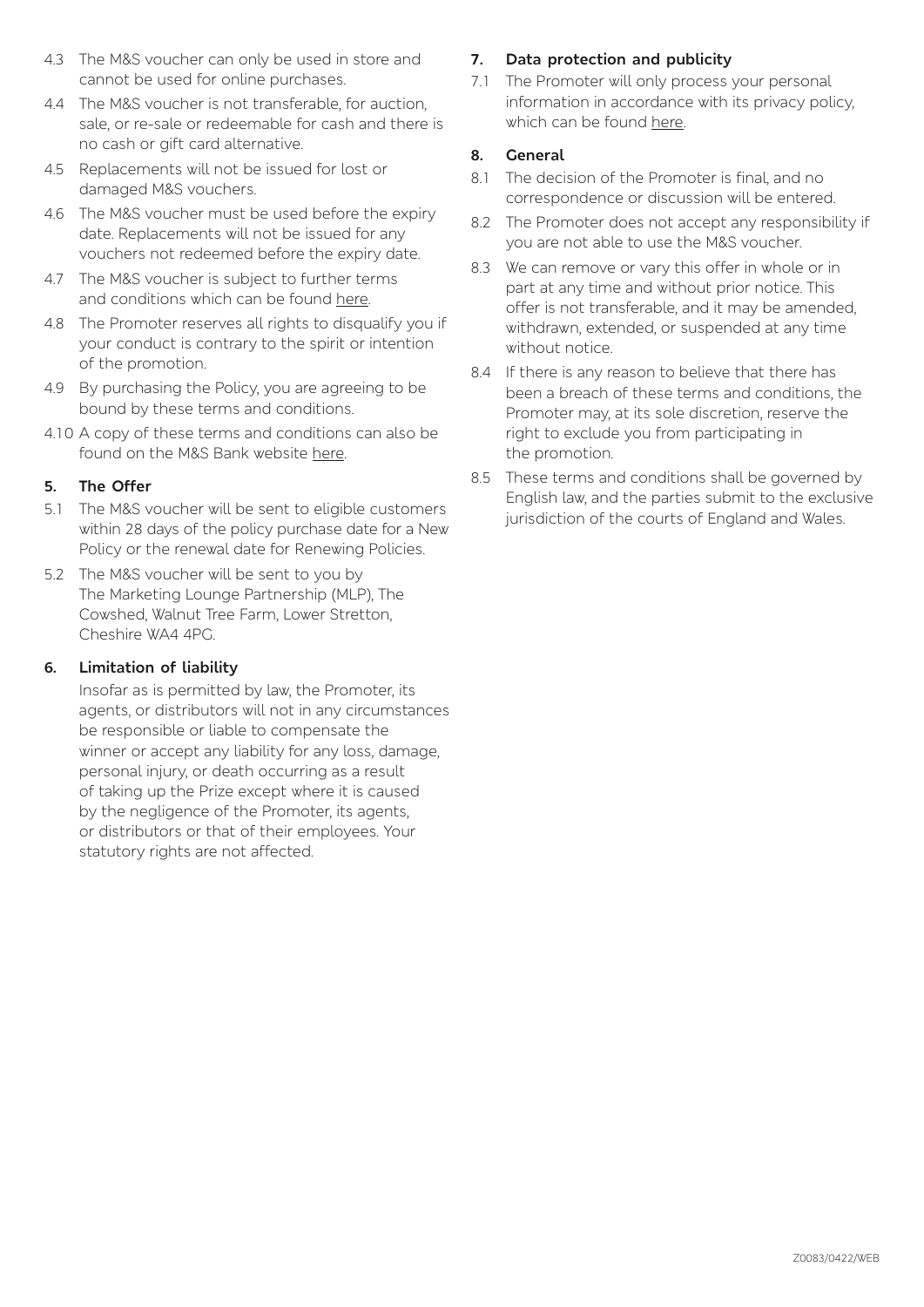4.3 The M&S voucher can only be used in store and cannot be used for online purchases.

4.4 The M&S voucher is not transferable, for auction, sale, or re-sale or redeemable for cash and there is no cash or gift card alternative.

4.5 Replacements will not be issued for lost or damaged M&S vouchers.

4.6 The M&S voucher must be used before the expiry date. Replacements will not be issued for any vouchers not redeemed before the expiry date.

4.7 The M&S voucher is subject to further terms and conditions which can be found here.

4.8 The Promoter reserves all rights to disqualify you if your conduct is contrary to the spirit or intention of the promotion.

4.9 By purchasing the Policy, you are agreeing to be bound by these terms and conditions.

4.10 A copy of these terms and conditions can also be found on the M&S Bank website here.

**5. The Offer**

5.1 The M&S voucher will be sent to eligible customers within 28 days of the policy purchase date for a New Policy or the renewal date for Renewing Policies.

5.2 The M&S voucher will be sent to you by The Marketing Lounge Partnership (MLP), The Cowshed, Walnut Tree Farm, Lower Stretton, Cheshire WA4 4PG.

**6. Limitation of liability**

Insofar as is permitted by law, the Promoter, its agents, or distributors will not in any circumstances be responsible or liable to compensate the winner or accept any liability for any loss, damage, personal injury, or death occurring as a result of taking up the Prize except where it is caused by the negligence of the Promoter, its agents, or distributors or that of their employees. Your statutory rights are not affected.

**7. Data protection and publicity**

7.1 The Promoter will only process your personal information in accordance with its privacy policy, which can be found here.

**8. General**

8.1 The decision of the Promoter is final, and no correspondence or discussion will be entered.

8.2 The Promoter does not accept any responsibility if you are not able to use the M&S voucher.

8.3 We can remove or vary this offer in whole or in part at any time and without prior notice. This offer is not transferable, and it may be amended, withdrawn, extended, or suspended at any time without notice.

8.4 If there is any reason to believe that there has been a breach of these terms and conditions, the Promoter may, at its sole discretion, reserve the right to exclude you from participating in the promotion.

8.5 These terms and conditions shall be governed by English law, and the parties submit to the exclusive jurisdiction of the courts of England and Wales.

Z0083/0422/WEB